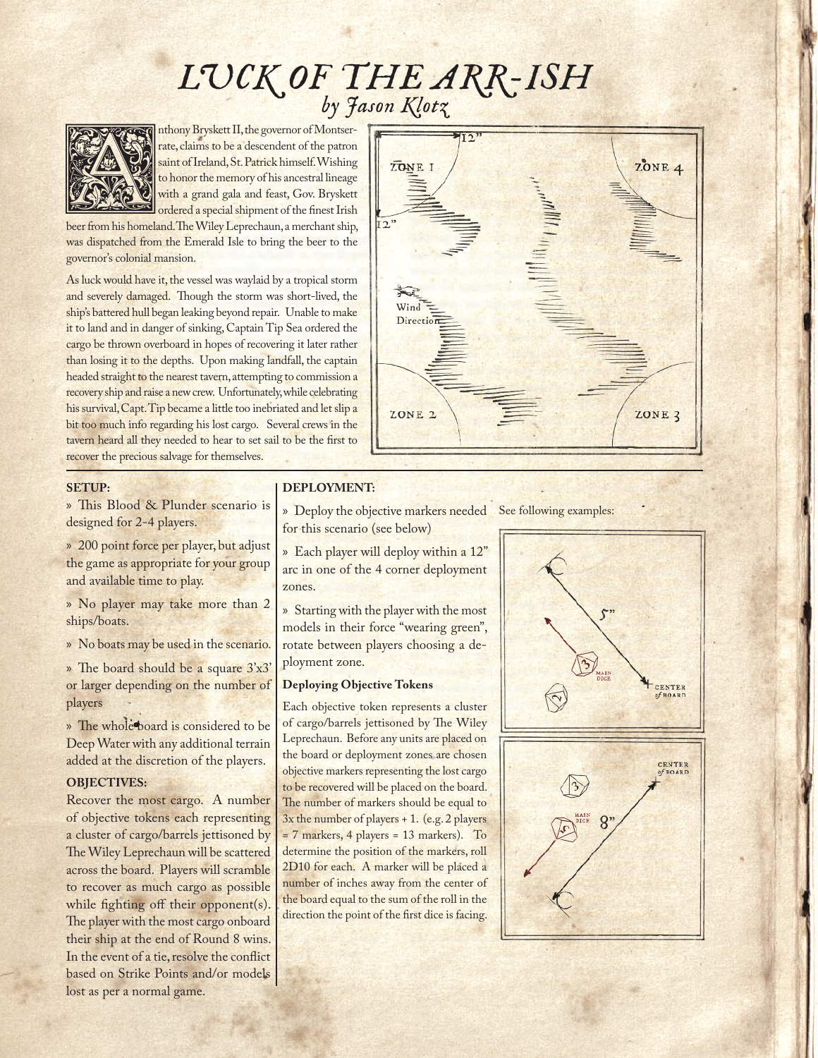# LUCK OF THE ARR-ISH

### by Jason Klotz

Anthony Bryskett II, the governor of Montserrate, claims to be a descendent of the patron saint of Ireland, St. Patrick himself. Wishing to honor the memory of his ancestral lineage with a grand gala and feast, Gov. Bryskett ordered a special shipment of the finest Irish beer from his homeland. The Wiley Leprechaun, a merchant ship, was dispatched from the Emerald Isle to bring the beer to the governor's colonial mansion.

As luck would have it, the vessel was waylaid by a tropical storm and severely damaged. Though the storm was short-lived, the ship's battered hull began leaking beyond repair. Unable to make it to land and in danger of sinking, Captain Tip Sea ordered the cargo be thrown overboard in hopes of recovering it later rather than losing it to the depths. Upon making landfall, the captain headed straight to the nearest tavern, attempting to commission a recovery ship and raise a new crew. Unfortunately, while celebrating his survival, Capt. Tip became a little too inebriated and let slip a bit too much info regarding his lost cargo. Several crews in the tavern heard all they needed to hear to set sail to be the first to recover the precious salvage for themselves.

12" 12" ZONE 1 ZONE 4 Wind Direction ZONE 2 ZONE 3

**SETUP:**

» This Blood & Plunder scenario is designed for 2-4 players.

» 200 point force per player, but adjust the game as appropriate for your group and available time to play.

» No player may take more than 2 ships/boats.

» No boats may be used in the scenario.

» The board should be a square 3'x3' or larger depending on the number of players

» The whole board is considered to be Deep Water with any additional terrain added at the discretion of the players.

**OBJECTIVES:**

Recover the most cargo. A number of objective tokens each representing a cluster of cargo/barrels jettisoned by The Wiley Leprechaun will be scattered across the board. Players will scramble to recover as much cargo as possible while fighting off their opponent(s). The player with the most cargo onboard their ship at the end of Round 8 wins. In the event of a tie, resolve the conflict based on Strike Points and/or models lost as per a normal game.

**DEPLOYMENT:**

» Deploy the objective markers needed for this scenario (see below)

» Each player will deploy within a 12" arc in one of the 4 corner deployment zones.

» Starting with the player with the most models in their force "wearing green", rotate between players choosing a deployment zone.

**Deploying Objective Tokens**

Each objective token represents a cluster of cargo/barrels jettisoned by The Wiley Leprechaun. Before any units are placed on the board or deployment zones are chosen objective markers representing the lost cargo to be recovered will be placed on the board. The number of markers should be equal to 3x the number of players + 1. (e.g. 2 players = 7 markers, 4 players = 13 markers). To determine the position of the markers, roll 2D10 for each. A marker will be placed a number of inches away from the center of the board equal to the sum of the roll in the direction the point of the first dice is facing.

See following examples:

5" MAIN DICE CENTER of BOARD

CENTER of BOARD MAIN DICE 8"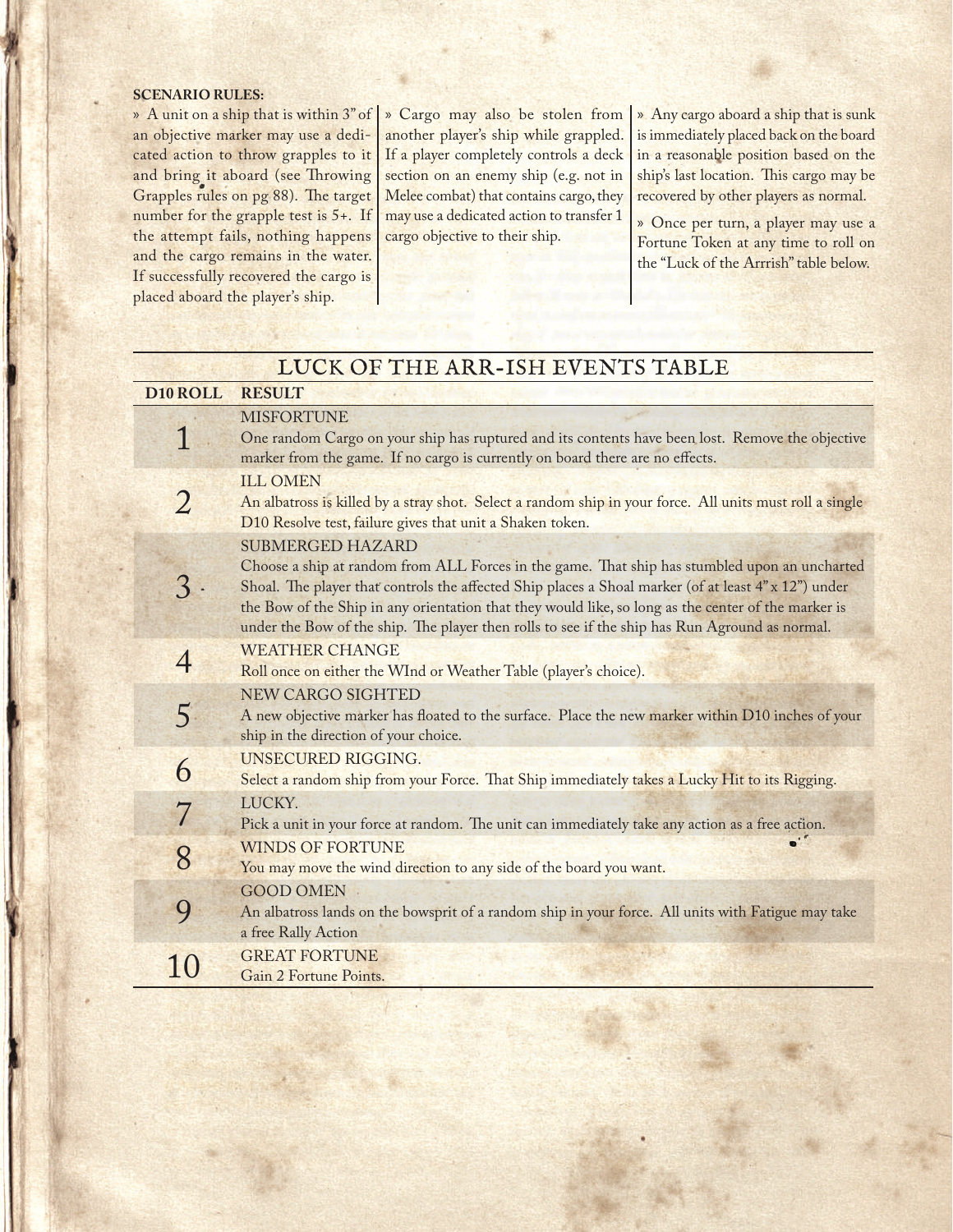**SCENARIO RULES:**

» A unit on a ship that is within 3" of an objective marker may use a dedicated action to throw grapples to it and bring it aboard (see Throwing Grapples rules on pg 88). The target number for the grapple test is 5+. If the attempt fails, nothing happens and the cargo remains in the water. If successfully recovered the cargo is placed aboard the player's ship.

» Cargo may also be stolen from another player's ship while grappled. If a player completely controls a deck section on an enemy ship (e.g. not in Melee combat) that contains cargo, they may use a dedicated action to transfer 1 cargo objective to their ship.

» Any cargo aboard a ship that is sunk is immediately placed back on the board in a reasonable position based on the ship's last location. This cargo may be recovered by other players as normal.

» Once per turn, a player may use a Fortune Token at any time to roll on the "Luck of the Arrrish" table below.

## LUCK OF THE ARR-ISH EVENTS TABLE

| D10 ROLL | RESULT |
|---|---|
| 1 | MISFORTUNE<br>One random Cargo on your ship has ruptured and its contents have been lost. Remove the objective marker from the game. If no cargo is currently on board there are no effects. |
| 2 | ILL OMEN<br>An albatross is killed by a stray shot. Select a random ship in your force. All units must roll a single D10 Resolve test, failure gives that unit a Shaken token. |
| 3 | SUBMERGED HAZARD<br>Choose a ship at random from ALL Forces in the game. That ship has stumbled upon an uncharted Shoal. The player that controls the affected Ship places a Shoal marker (of at least 4" x 12") under the Bow of the Ship in any orientation that they would like, so long as the center of the marker is under the Bow of the ship. The player then rolls to see if the ship has Run Aground as normal. |
| 4 | WEATHER CHANGE<br>Roll once on either the WInd or Weather Table (player's choice). |
| 5 | NEW CARGO SIGHTED<br>A new objective marker has floated to the surface. Place the new marker within D10 inches of your ship in the direction of your choice. |
| 6 | UNSECURED RIGGING.<br>Select a random ship from your Force. That Ship immediately takes a Lucky Hit to its Rigging. |
| 7 | LUCKY.<br>Pick a unit in your force at random. The unit can immediately take any action as a free action. |
| 8 | WINDS OF FORTUNE<br>You may move the wind direction to any side of the board you want. |
| 9 | GOOD OMEN<br>An albatross lands on the bowsprit of a random ship in your force. All units with Fatigue may take a free Rally Action |
| 10 | GREAT FORTUNE<br>Gain 2 Fortune Points. |